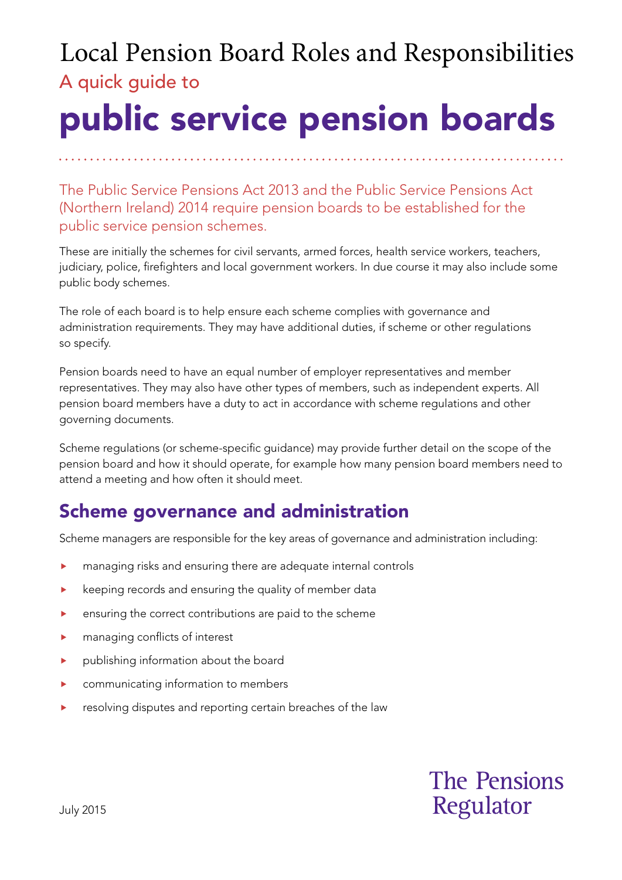# Local Pension Board Roles and Responsibilities

A quick guide to

# public service pension boards

The Public Service Pensions Act 2013 and the Public Service Pensions Act (Northern Ireland) 2014 require pension boards to be established for the public service pension schemes.

These are initially the schemes for civil servants, armed forces, health service workers, teachers, judiciary, police, firefighters and local government workers. In due course it may also include some public body schemes.

The role of each board is to help ensure each scheme complies with governance and administration requirements. They may have additional duties, if scheme or other regulations so specify.

Pension boards need to have an equal number of employer representatives and member representatives. They may also have other types of members, such as independent experts. All pension board members have a duty to act in accordance with scheme regulations and other governing documents.

Scheme regulations (or scheme-specific guidance) may provide further detail on the scope of the pension board and how it should operate, for example how many pension board members need to attend a meeting and how often it should meet.

## Scheme governance and administration

Scheme managers are responsible for the key areas of governance and administration including:

- managing risks and ensuring there are adequate internal controls
- keeping records and ensuring the quality of member data
- ensuring the correct contributions are paid to the scheme
- managing conflicts of interest
- publishing information about the board
- communicating information to members
- resolving disputes and reporting certain breaches of the law

July 2015

The Pensions Regulator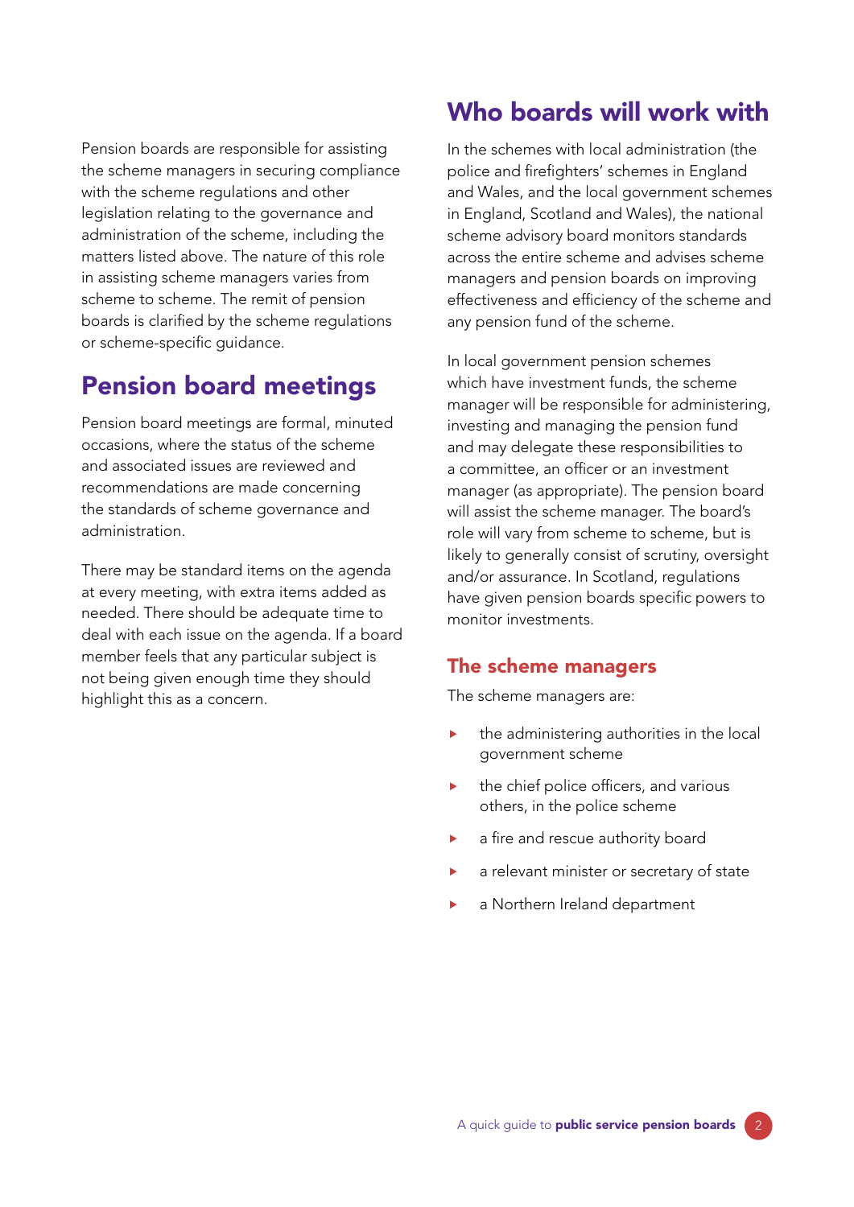Pension boards are responsible for assisting the scheme managers in securing compliance with the scheme regulations and other legislation relating to the governance and administration of the scheme, including the matters listed above. The nature of this role in assisting scheme managers varies from scheme to scheme. The remit of pension boards is clarified by the scheme regulations or scheme-specific guidance.

## Pension board meetings

Pension board meetings are formal, minuted occasions, where the status of the scheme and associated issues are reviewed and recommendations are made concerning the standards of scheme governance and administration.

There may be standard items on the agenda at every meeting, with extra items added as needed. There should be adequate time to deal with each issue on the agenda. If a board member feels that any particular subject is not being given enough time they should highlight this as a concern.

## Who boards will work with

In the schemes with local administration (the police and firefighters' schemes in England and Wales, and the local government schemes in England, Scotland and Wales), the national scheme advisory board monitors standards across the entire scheme and advises scheme managers and pension boards on improving effectiveness and efficiency of the scheme and any pension fund of the scheme.

In local government pension schemes which have investment funds, the scheme manager will be responsible for administering, investing and managing the pension fund and may delegate these responsibilities to a committee, an officer or an investment manager (as appropriate). The pension board will assist the scheme manager. The board's role will vary from scheme to scheme, but is likely to generally consist of scrutiny, oversight and/or assurance. In Scotland, regulations have given pension boards specific powers to monitor investments.

### The scheme managers

The scheme managers are:

- the administering authorities in the local government scheme
- the chief police officers, and various others, in the police scheme
- a fire and rescue authority board
- a relevant minister or secretary of state
- a Northern Ireland department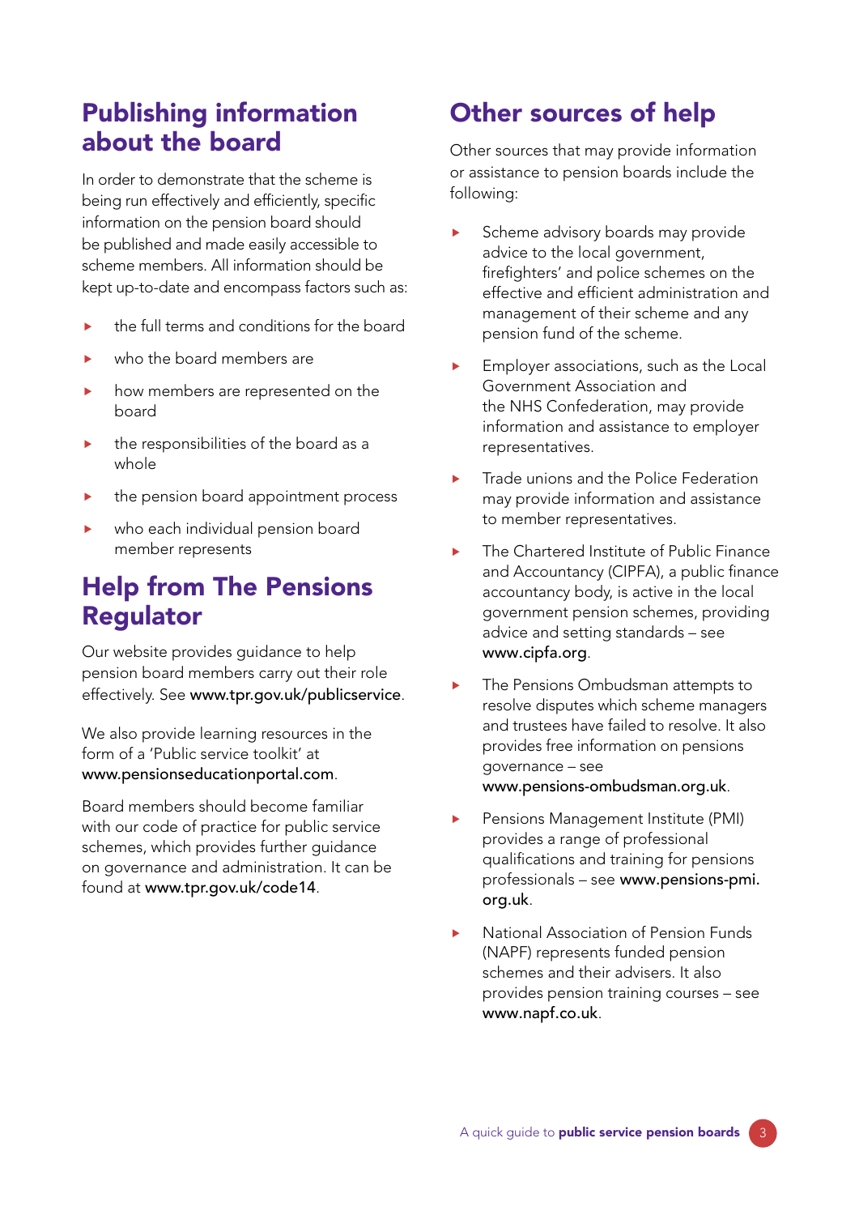## Publishing information about the board

In order to demonstrate that the scheme is being run effectively and efficiently, specific information on the pension board should be published and made easily accessible to scheme members. All information should be kept up-to-date and encompass factors such as:

- the full terms and conditions for the board
- who the board members are
- how members are represented on the board
- the responsibilities of the board as a whole
- the pension board appointment process
- who each individual pension board member represents

## Help from The Pensions Regulator

Our website provides guidance to help pension board members carry out their role effectively. See **www.tpr.gov.uk/publicservice**.

We also provide learning resources in the form of a 'Public service toolkit' at **www.pensionseducationportal.com**.

Board members should become familiar with our code of practice for public service schemes, which provides further guidance on governance and administration. It can be found at **www.tpr.gov.uk/code14**.

## Other sources of help

Other sources that may provide information or assistance to pension boards include the following:

- Scheme advisory boards may provide advice to the local government, firefighters' and police schemes on the effective and efficient administration and management of their scheme and any pension fund of the scheme.
- Employer associations, such as the Local Government Association and the NHS Confederation, may provide information and assistance to employer representatives.
- Trade unions and the Police Federation may provide information and assistance to member representatives.
- The Chartered Institute of Public Finance and Accountancy (CIPFA), a public finance accountancy body, is active in the local government pension schemes, providing advice and setting standards – see **www.cipfa.org**.
- The Pensions Ombudsman attempts to resolve disputes which scheme managers and trustees have failed to resolve. It also provides free information on pensions governance – see **www.pensions-ombudsman.org.uk**.
- Pensions Management Institute (PMI) provides a range of professional qualifications and training for pensions professionals – see **www.pensions-pmi.org.uk**.
- National Association of Pension Funds (NAPF) represents funded pension schemes and their advisers. It also provides pension training courses – see **www.napf.co.uk**.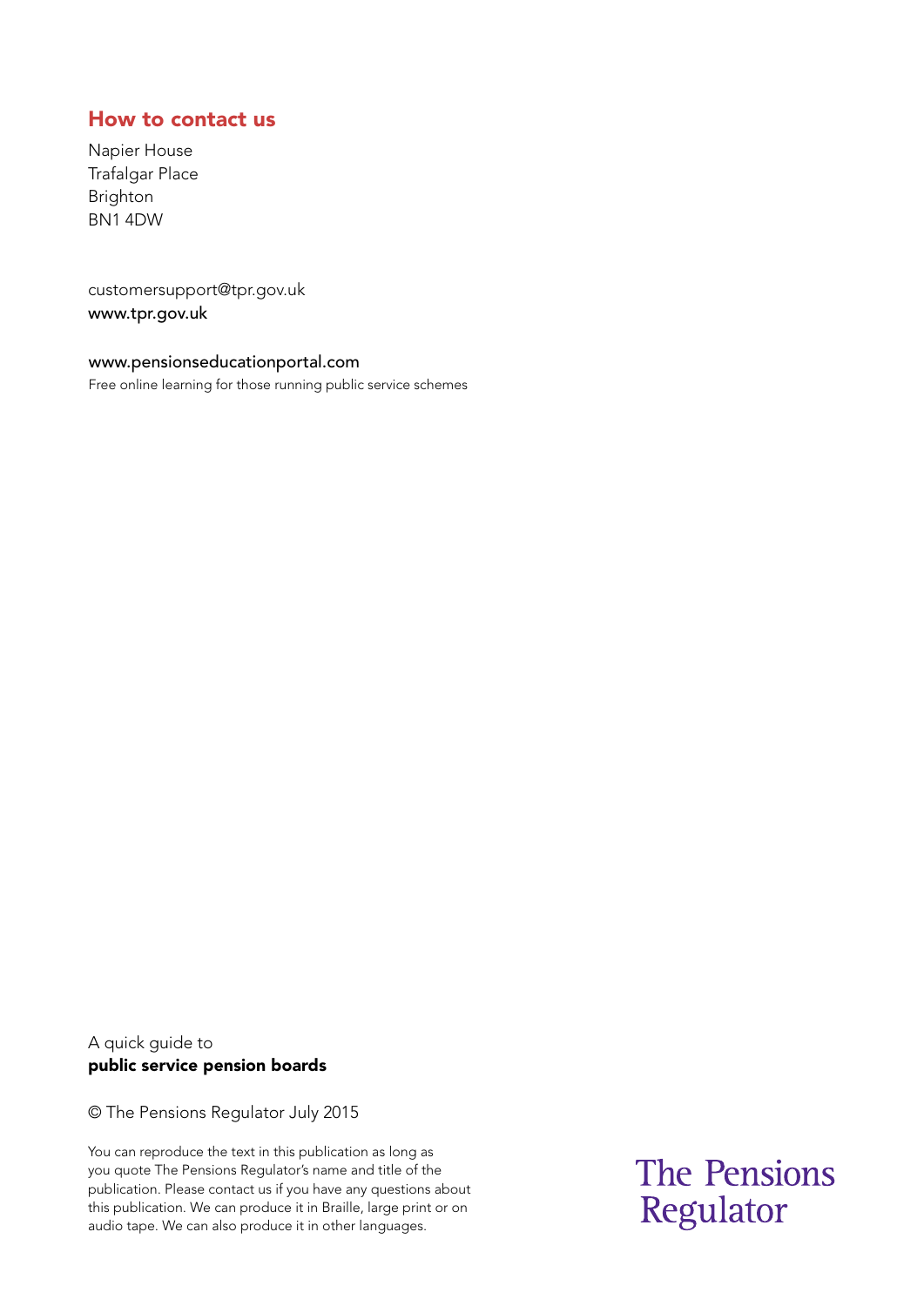## How to contact us

Napier House
Trafalgar Place
Brighton
BN1 4DW

customersupport@tpr.gov.uk
www.tpr.gov.uk

www.pensionseducationportal.com
Free online learning for those running public service schemes

A quick guide to
**public service pension boards**

© The Pensions Regulator July 2015

You can reproduce the text in this publication as long as you quote The Pensions Regulator's name and title of the publication. Please contact us if you have any questions about this publication. We can produce it in Braille, large print or on audio tape. We can also produce it in other languages.

The Pensions Regulator